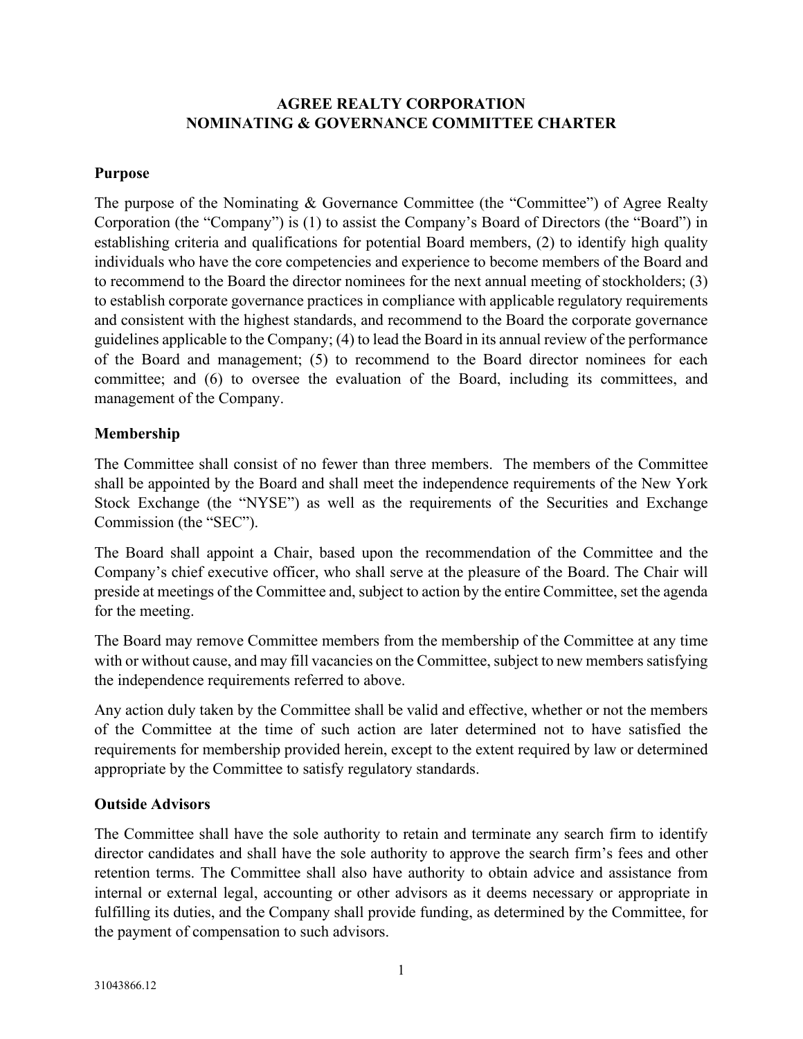# AGREE REALTY CORPORATION
# NOMINATING & GOVERNANCE COMMITTEE CHARTER

## Purpose

The purpose of the Nominating & Governance Committee (the "Committee") of Agree Realty Corporation (the "Company") is (1) to assist the Company's Board of Directors (the "Board") in establishing criteria and qualifications for potential Board members, (2) to identify high quality individuals who have the core competencies and experience to become members of the Board and to recommend to the Board the director nominees for the next annual meeting of stockholders; (3) to establish corporate governance practices in compliance with applicable regulatory requirements and consistent with the highest standards, and recommend to the Board the corporate governance guidelines applicable to the Company; (4) to lead the Board in its annual review of the performance of the Board and management; (5) to recommend to the Board director nominees for each committee; and (6) to oversee the evaluation of the Board, including its committees, and management of the Company.

## Membership

The Committee shall consist of no fewer than three members. The members of the Committee shall be appointed by the Board and shall meet the independence requirements of the New York Stock Exchange (the "NYSE") as well as the requirements of the Securities and Exchange Commission (the "SEC").

The Board shall appoint a Chair, based upon the recommendation of the Committee and the Company's chief executive officer, who shall serve at the pleasure of the Board. The Chair will preside at meetings of the Committee and, subject to action by the entire Committee, set the agenda for the meeting.

The Board may remove Committee members from the membership of the Committee at any time with or without cause, and may fill vacancies on the Committee, subject to new members satisfying the independence requirements referred to above.

Any action duly taken by the Committee shall be valid and effective, whether or not the members of the Committee at the time of such action are later determined not to have satisfied the requirements for membership provided herein, except to the extent required by law or determined appropriate by the Committee to satisfy regulatory standards.

## Outside Advisors

The Committee shall have the sole authority to retain and terminate any search firm to identify director candidates and shall have the sole authority to approve the search firm's fees and other retention terms. The Committee shall also have authority to obtain advice and assistance from internal or external legal, accounting or other advisors as it deems necessary or appropriate in fulfilling its duties, and the Company shall provide funding, as determined by the Committee, for the payment of compensation to such advisors.

31043866.12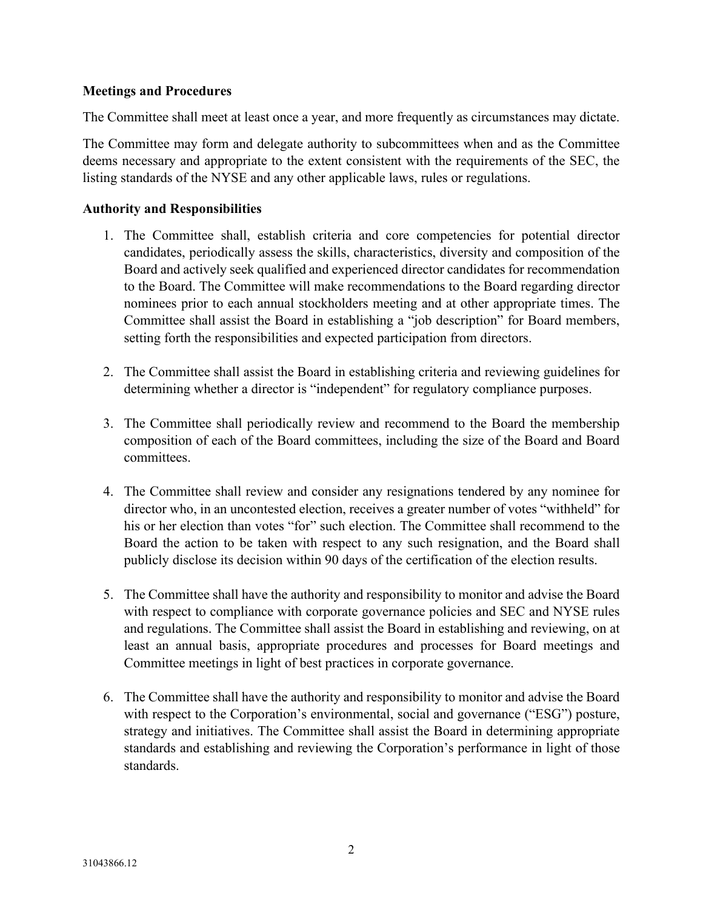**Meetings and Procedures**

The Committee shall meet at least once a year, and more frequently as circumstances may dictate.

The Committee may form and delegate authority to subcommittees when and as the Committee deems necessary and appropriate to the extent consistent with the requirements of the SEC, the listing standards of the NYSE and any other applicable laws, rules or regulations.

**Authority and Responsibilities**

1. The Committee shall, establish criteria and core competencies for potential director candidates, periodically assess the skills, characteristics, diversity and composition of the Board and actively seek qualified and experienced director candidates for recommendation to the Board. The Committee will make recommendations to the Board regarding director nominees prior to each annual stockholders meeting and at other appropriate times. The Committee shall assist the Board in establishing a "job description" for Board members, setting forth the responsibilities and expected participation from directors.

2. The Committee shall assist the Board in establishing criteria and reviewing guidelines for determining whether a director is "independent" for regulatory compliance purposes.

3. The Committee shall periodically review and recommend to the Board the membership composition of each of the Board committees, including the size of the Board and Board committees.

4. The Committee shall review and consider any resignations tendered by any nominee for director who, in an uncontested election, receives a greater number of votes "withheld" for his or her election than votes "for" such election. The Committee shall recommend to the Board the action to be taken with respect to any such resignation, and the Board shall publicly disclose its decision within 90 days of the certification of the election results.

5. The Committee shall have the authority and responsibility to monitor and advise the Board with respect to compliance with corporate governance policies and SEC and NYSE rules and regulations. The Committee shall assist the Board in establishing and reviewing, on at least an annual basis, appropriate procedures and processes for Board meetings and Committee meetings in light of best practices in corporate governance.

6. The Committee shall have the authority and responsibility to monitor and advise the Board with respect to the Corporation's environmental, social and governance ("ESG") posture, strategy and initiatives. The Committee shall assist the Board in determining appropriate standards and establishing and reviewing the Corporation's performance in light of those standards.

31043866.12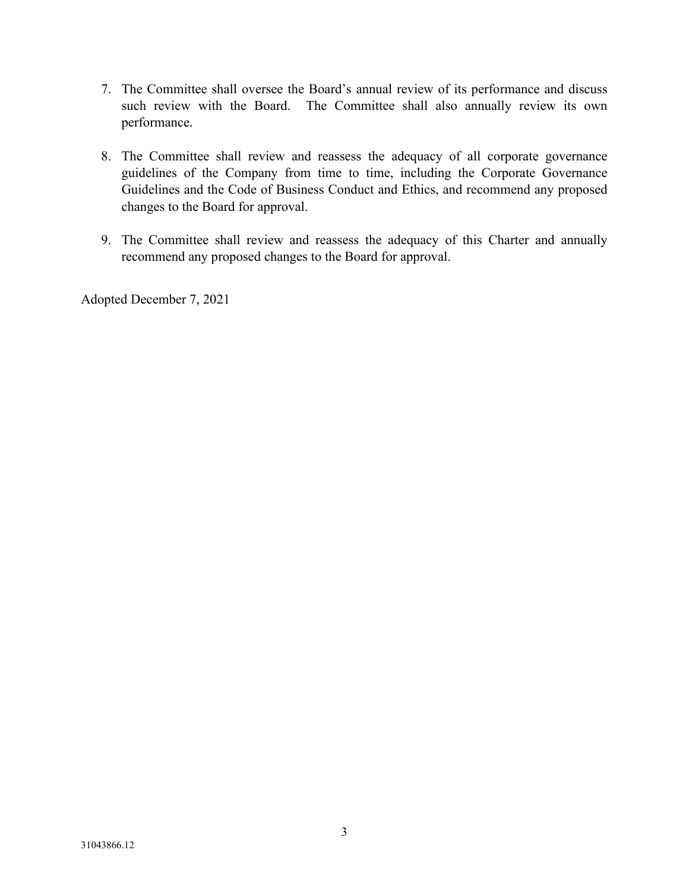7. The Committee shall oversee the Board's annual review of its performance and discuss such review with the Board. The Committee shall also annually review its own performance.

8. The Committee shall review and reassess the adequacy of all corporate governance guidelines of the Company from time to time, including the Corporate Governance Guidelines and the Code of Business Conduct and Ethics, and recommend any proposed changes to the Board for approval.

9. The Committee shall review and reassess the adequacy of this Charter and annually recommend any proposed changes to the Board for approval.

Adopted December 7, 2021

31043866.12